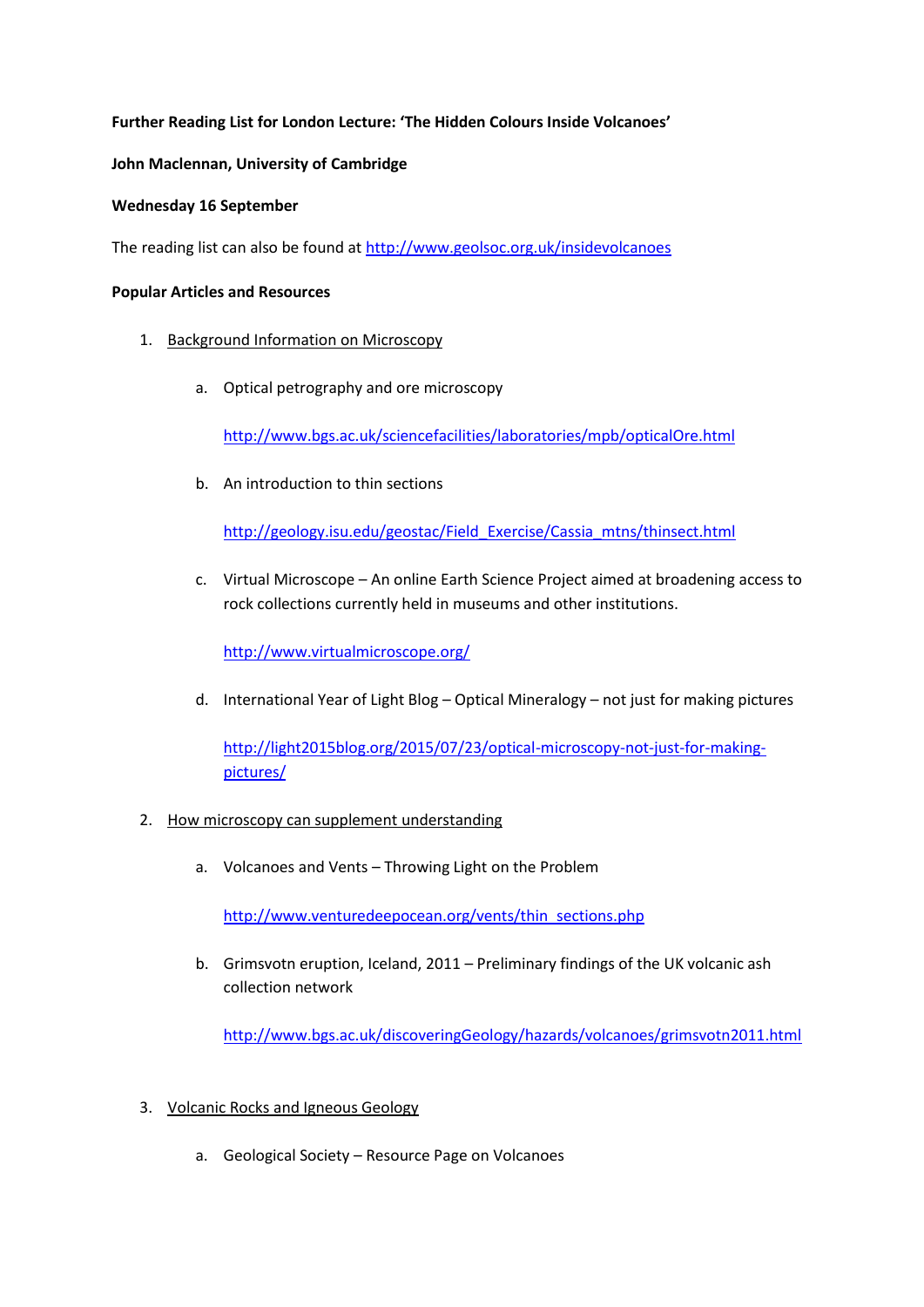**Further Reading List for London Lecture: 'The Hidden Colours Inside Volcanoes'**

**John Maclennan, University of Cambridge**

**Wednesday 16 September**

The reading list can also be found at http://www.geolsoc.org.uk/insidevolcanoes

**Popular Articles and Resources**

1. Background Information on Microscopy

   a. Optical petrography and ore microscopy

      http://www.bgs.ac.uk/sciencefacilities/laboratories/mpb/opticalOre.html

   b. An introduction to thin sections

      http://geology.isu.edu/geostac/Field_Exercise/Cassia_mtns/thinsect.html

   c. Virtual Microscope – An online Earth Science Project aimed at broadening access to rock collections currently held in museums and other institutions.

      http://www.virtualmicroscope.org/

   d. International Year of Light Blog – Optical Mineralogy – not just for making pictures

      http://light2015blog.org/2015/07/23/optical-microscopy-not-just-for-making-pictures/

2. How microscopy can supplement understanding

   a. Volcanoes and Vents – Throwing Light on the Problem

      http://www.venturedeepocean.org/vents/thin_sections.php

   b. Grimsvotn eruption, Iceland, 2011 – Preliminary findings of the UK volcanic ash collection network

      http://www.bgs.ac.uk/discoveringGeology/hazards/volcanoes/grimsvotn2011.html

3. Volcanic Rocks and Igneous Geology

   a. Geological Society – Resource Page on Volcanoes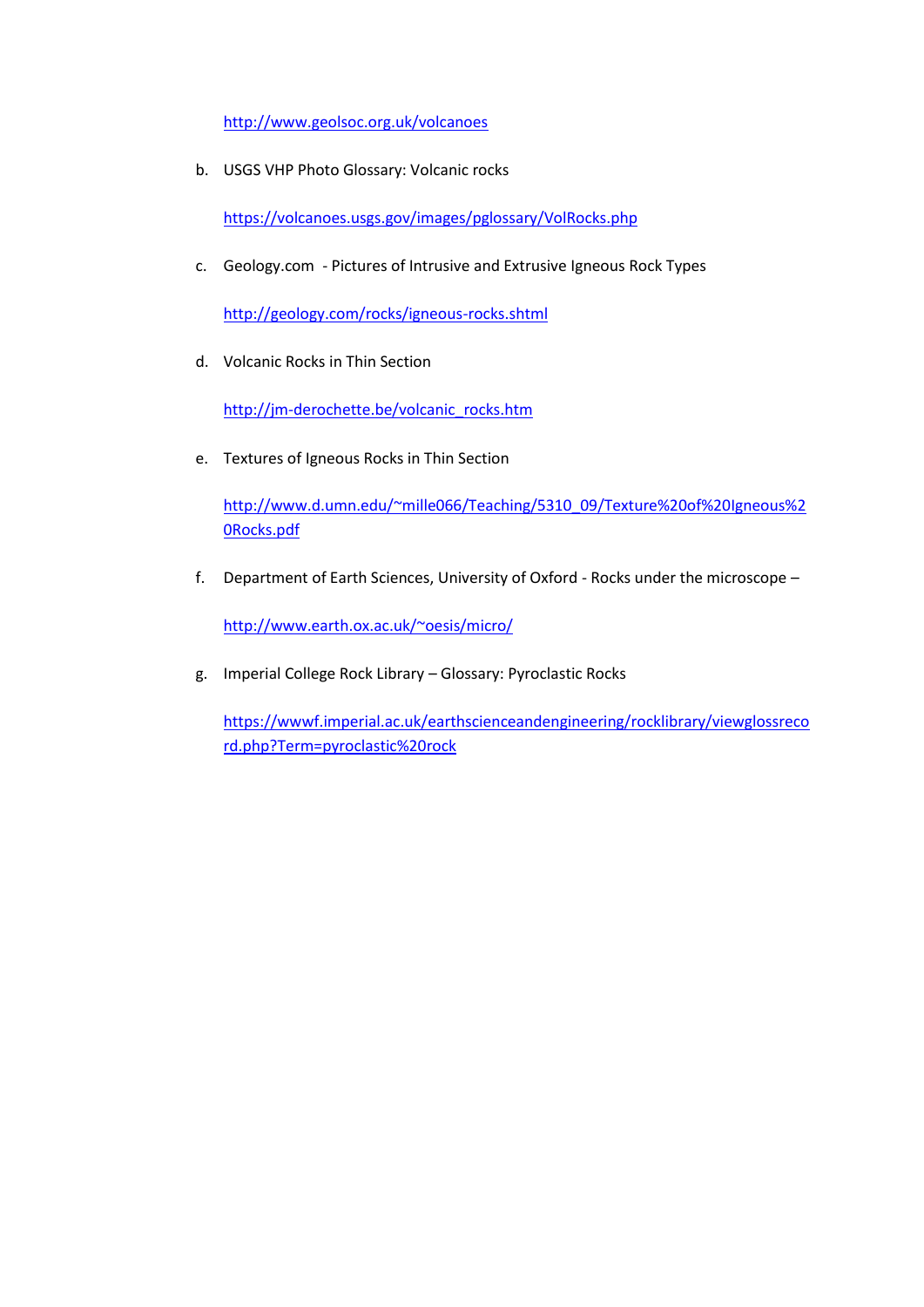http://www.geolsoc.org.uk/volcanoes

b. USGS VHP Photo Glossary: Volcanic rocks

   https://volcanoes.usgs.gov/images/pglossary/VolRocks.php

c. Geology.com - Pictures of Intrusive and Extrusive Igneous Rock Types

   http://geology.com/rocks/igneous-rocks.shtml

d. Volcanic Rocks in Thin Section

   http://jm-derochette.be/volcanic_rocks.htm

e. Textures of Igneous Rocks in Thin Section

   http://www.d.umn.edu/~mille066/Teaching/5310_09/Texture%20of%20Igneous%20Rocks.pdf

f. Department of Earth Sciences, University of Oxford - Rocks under the microscope –

   http://www.earth.ox.ac.uk/~oesis/micro/

g. Imperial College Rock Library – Glossary: Pyroclastic Rocks

   https://wwwf.imperial.ac.uk/earthscienceandengineering/rocklibrary/viewglossrecord.php?Term=pyroclastic%20rock